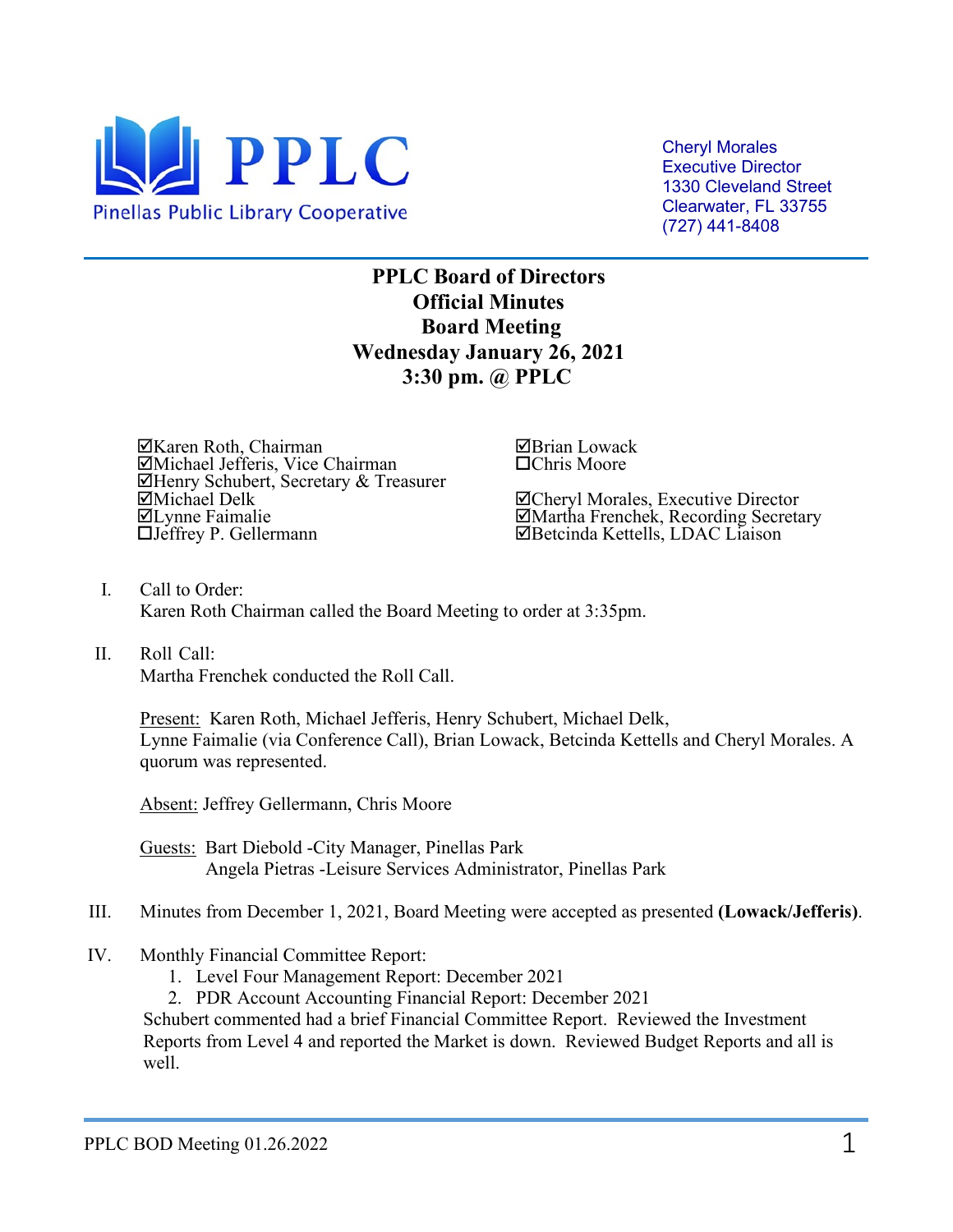PPLC

Pinellas Public Library Cooperative

Cheryl Morales
Executive Director
1330 Cleveland Street
Clearwater, FL 33755
(727) 441-8408

# PPLC Board of Directors
# Official Minutes
# Board Meeting
# Wednesday January 26, 2021
# 3:30 pm. @ PPLC

☑Karen Roth, Chairman
☑Michael Jefferis, Vice Chairman
☑Henry Schubert, Secretary & Treasurer
☑Michael Delk
☑Lynne Faimalie
☐Jeffrey P. Gellermann

☑Brian Lowack
☐Chris Moore

☑Cheryl Morales, Executive Director
☑Martha Frenchek, Recording Secretary
☑Betcinda Kettells, LDAC Liaison

I. Call to Order:
Karen Roth Chairman called the Board Meeting to order at 3:35pm.

II. Roll Call:
Martha Frenchek conducted the Roll Call.

Present: Karen Roth, Michael Jefferis, Henry Schubert, Michael Delk, Lynne Faimalie (via Conference Call), Brian Lowack, Betcinda Kettells and Cheryl Morales. A quorum was represented.

Absent: Jeffrey Gellermann, Chris Moore

Guests: Bart Diebold -City Manager, Pinellas Park
Angela Pietras -Leisure Services Administrator, Pinellas Park

III. Minutes from December 1, 2021, Board Meeting were accepted as presented **(Lowack/Jefferis)**.

IV. Monthly Financial Committee Report:
1. Level Four Management Report: December 2021
2. PDR Account Accounting Financial Report: December 2021

Schubert commented had a brief Financial Committee Report. Reviewed the Investment Reports from Level 4 and reported the Market is down. Reviewed Budget Reports and all is well.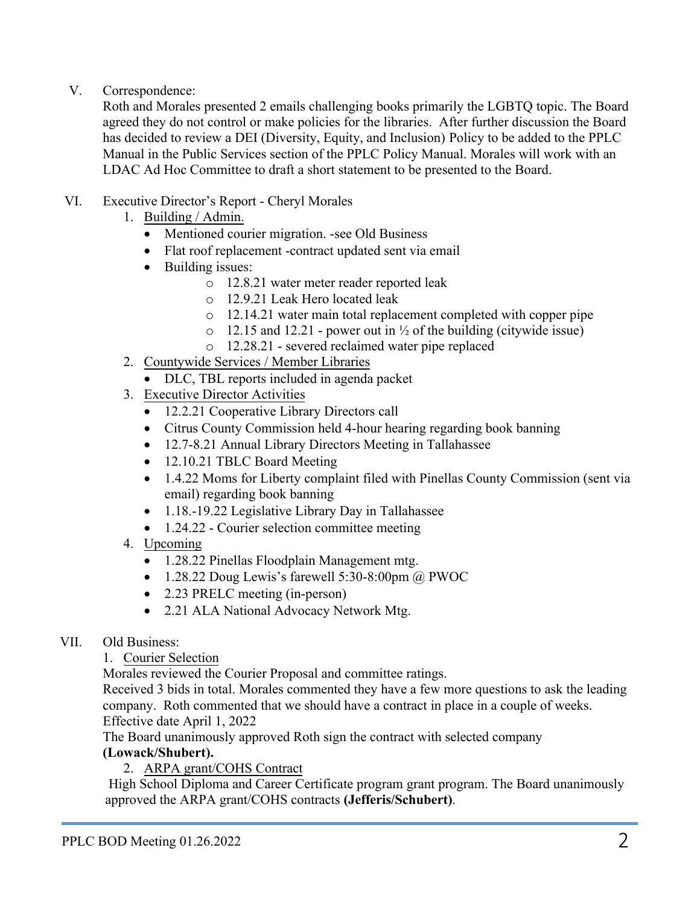V. Correspondence:

Roth and Morales presented 2 emails challenging books primarily the LGBTQ topic. The Board agreed they do not control or make policies for the libraries. After further discussion the Board has decided to review a DEI (Diversity, Equity, and Inclusion) Policy to be added to the PPLC Manual in the Public Services section of the PPLC Policy Manual. Morales will work with an LDAC Ad Hoc Committee to draft a short statement to be presented to the Board.

VI. Executive Director's Report - Cheryl Morales

1. Building / Admin.
   - Mentioned courier migration. -see Old Business
   - Flat roof replacement -contract updated sent via email
   - Building issues:
     - 12.8.21 water meter reader reported leak
     - 12.9.21 Leak Hero located leak
     - 12.14.21 water main total replacement completed with copper pipe
     - 12.15 and 12.21 - power out in ½ of the building (citywide issue)
     - 12.28.21 - severed reclaimed water pipe replaced
2. Countywide Services / Member Libraries
   - DLC, TBL reports included in agenda packet
3. Executive Director Activities
   - 12.2.21 Cooperative Library Directors call
   - Citrus County Commission held 4-hour hearing regarding book banning
   - 12.7-8.21 Annual Library Directors Meeting in Tallahassee
   - 12.10.21 TBLC Board Meeting
   - 1.4.22 Moms for Liberty complaint filed with Pinellas County Commission (sent via email) regarding book banning
   - 1.18.-19.22 Legislative Library Day in Tallahassee
   - 1.24.22 - Courier selection committee meeting
4. Upcoming
   - 1.28.22 Pinellas Floodplain Management mtg.
   - 1.28.22 Doug Lewis's farewell 5:30-8:00pm @ PWOC
   - 2.23 PRELC meeting (in-person)
   - 2.21 ALA National Advocacy Network Mtg.

VII. Old Business:

1. Courier Selection

Morales reviewed the Courier Proposal and committee ratings.
Received 3 bids in total. Morales commented they have a few more questions to ask the leading company. Roth commented that we should have a contract in place in a couple of weeks.
Effective date April 1, 2022
The Board unanimously approved Roth sign the contract with selected company **(Lowack/Shubert).**

2. ARPA grant/COHS Contract

High School Diploma and Career Certificate program grant program. The Board unanimously approved the ARPA grant/COHS contracts **(Jefferis/Schubert)**.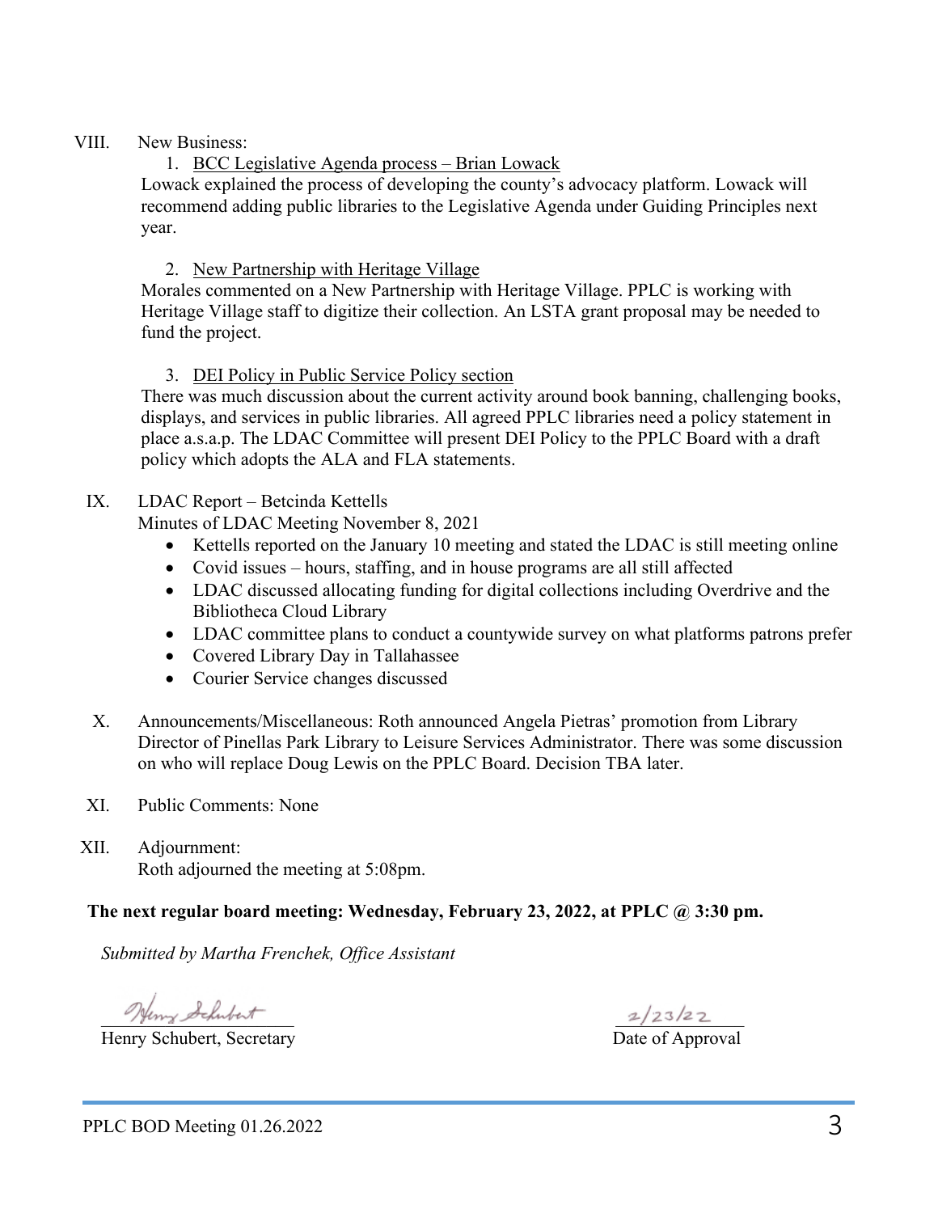VIII. New Business:

1. BCC Legislative Agenda process – Brian Lowack

Lowack explained the process of developing the county's advocacy platform. Lowack will recommend adding public libraries to the Legislative Agenda under Guiding Principles next year.

2. New Partnership with Heritage Village

Morales commented on a New Partnership with Heritage Village. PPLC is working with Heritage Village staff to digitize their collection. An LSTA grant proposal may be needed to fund the project.

3. DEI Policy in Public Service Policy section

There was much discussion about the current activity around book banning, challenging books, displays, and services in public libraries. All agreed PPLC libraries need a policy statement in place a.s.a.p. The LDAC Committee will present DEI Policy to the PPLC Board with a draft policy which adopts the ALA and FLA statements.

IX. LDAC Report – Betcinda Kettells

Minutes of LDAC Meeting November 8, 2021

- Kettells reported on the January 10 meeting and stated the LDAC is still meeting online
- Covid issues – hours, staffing, and in house programs are all still affected
- LDAC discussed allocating funding for digital collections including Overdrive and the Bibliotheca Cloud Library
- LDAC committee plans to conduct a countywide survey on what platforms patrons prefer
- Covered Library Day in Tallahassee
- Courier Service changes discussed

X. Announcements/Miscellaneous: Roth announced Angela Pietras' promotion from Library Director of Pinellas Park Library to Leisure Services Administrator. There was some discussion on who will replace Doug Lewis on the PPLC Board. Decision TBA later.

XI. Public Comments: None

XII. Adjournment:

Roth adjourned the meeting at 5:08pm.

**The next regular board meeting: Wednesday, February 23, 2022, at PPLC @ 3:30 pm.**

*Submitted by Martha Frenchek, Office Assistant*

Henry Schubert

Henry Schubert, Secretary

2/23/22

Date of Approval